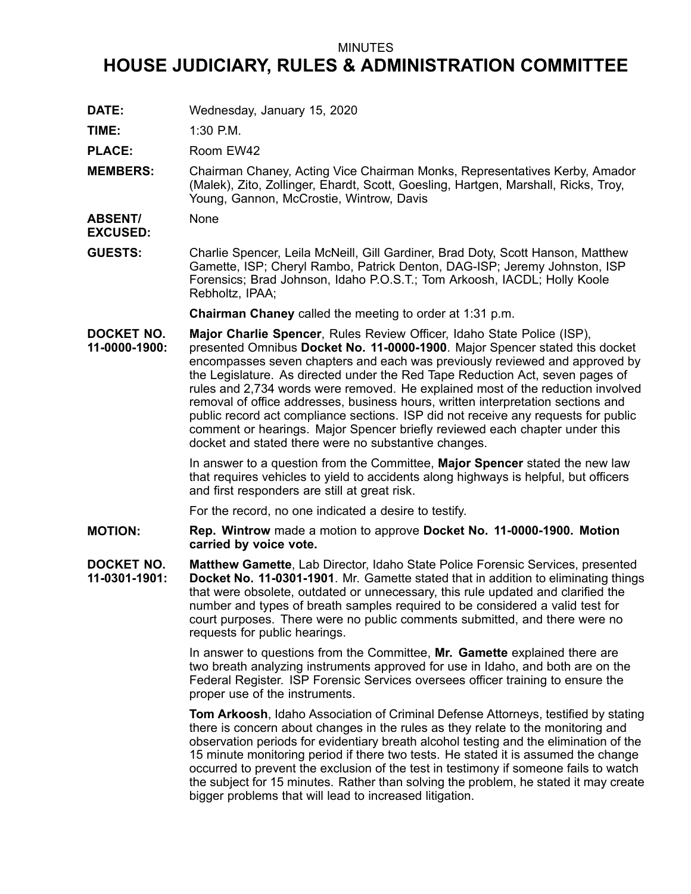MINUTES

# HOUSE JUDICIARY, RULES & ADMINISTRATION COMMITTEE

**DATE:** Wednesday, January 15, 2020

**TIME:** 1:30 P.M.

**PLACE:** Room EW42

**MEMBERS:** Chairman Chaney, Acting Vice Chairman Monks, Representatives Kerby, Amador (Malek), Zito, Zollinger, Ehardt, Scott, Goesling, Hartgen, Marshall, Ricks, Troy, Young, Gannon, McCrostie, Wintrow, Davis

**ABSENT/ EXCUSED:** None

**GUESTS:** Charlie Spencer, Leila McNeill, Gill Gardiner, Brad Doty, Scott Hanson, Matthew Gamette, ISP; Cheryl Rambo, Patrick Denton, DAG-ISP; Jeremy Johnston, ISP Forensics; Brad Johnson, Idaho P.O.S.T.; Tom Arkoosh, IACDL; Holly Koole Rebholtz, IPAA;

**Chairman Chaney** called the meeting to order at 1:31 p.m.

**DOCKET NO. 11-0000-1900:** **Major Charlie Spencer**, Rules Review Officer, Idaho State Police (ISP), presented Omnibus **Docket No. 11-0000-1900**. Major Spencer stated this docket encompasses seven chapters and each was previously reviewed and approved by the Legislature. As directed under the Red Tape Reduction Act, seven pages of rules and 2,734 words were removed. He explained most of the reduction involved removal of office addresses, business hours, written interpretation sections and public record act compliance sections. ISP did not receive any requests for public comment or hearings. Major Spencer briefly reviewed each chapter under this docket and stated there were no substantive changes.

In answer to a question from the Committee, **Major Spencer** stated the new law that requires vehicles to yield to accidents along highways is helpful, but officers and first responders are still at great risk.

For the record, no one indicated a desire to testify.

**MOTION:** **Rep. Wintrow** made a motion to approve **Docket No. 11-0000-1900. Motion carried by voice vote.**

**DOCKET NO. 11-0301-1901:** **Matthew Gamette**, Lab Director, Idaho State Police Forensic Services, presented **Docket No. 11-0301-1901**. Mr. Gamette stated that in addition to eliminating things that were obsolete, outdated or unnecessary, this rule updated and clarified the number and types of breath samples required to be considered a valid test for court purposes. There were no public comments submitted, and there were no requests for public hearings.

In answer to questions from the Committee, **Mr. Gamette** explained there are two breath analyzing instruments approved for use in Idaho, and both are on the Federal Register. ISP Forensic Services oversees officer training to ensure the proper use of the instruments.

**Tom Arkoosh**, Idaho Association of Criminal Defense Attorneys, testified by stating there is concern about changes in the rules as they relate to the monitoring and observation periods for evidentiary breath alcohol testing and the elimination of the 15 minute monitoring period if there two tests. He stated it is assumed the change occurred to prevent the exclusion of the test in testimony if someone fails to watch the subject for 15 minutes. Rather than solving the problem, he stated it may create bigger problems that will lead to increased litigation.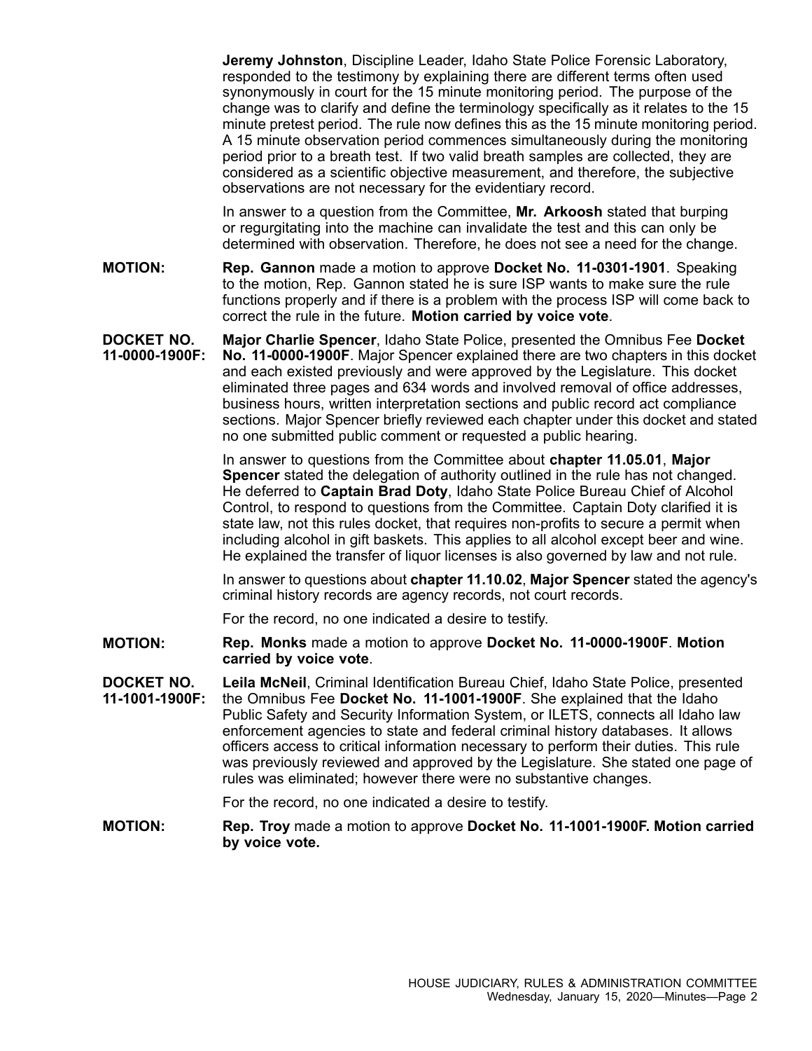**Jeremy Johnston**, Discipline Leader, Idaho State Police Forensic Laboratory, responded to the testimony by explaining there are different terms often used synonymously in court for the 15 minute monitoring period. The purpose of the change was to clarify and define the terminology specifically as it relates to the 15 minute pretest period. The rule now defines this as the 15 minute monitoring period. A 15 minute observation period commences simultaneously during the monitoring period prior to a breath test. If two valid breath samples are collected, they are considered as a scientific objective measurement, and therefore, the subjective observations are not necessary for the evidentiary record.

In answer to a question from the Committee, **Mr. Arkoosh** stated that burping or regurgitating into the machine can invalidate the test and this can only be determined with observation. Therefore, he does not see a need for the change.

**MOTION:** **Rep. Gannon** made a motion to approve **Docket No. 11-0301-1901**. Speaking to the motion, Rep. Gannon stated he is sure ISP wants to make sure the rule functions properly and if there is a problem with the process ISP will come back to correct the rule in the future. **Motion carried by voice vote**.

**DOCKET NO. 11-0000-1900F:** **Major Charlie Spencer**, Idaho State Police, presented the Omnibus Fee **Docket No. 11-0000-1900F**. Major Spencer explained there are two chapters in this docket and each existed previously and were approved by the Legislature. This docket eliminated three pages and 634 words and involved removal of office addresses, business hours, written interpretation sections and public record act compliance sections. Major Spencer briefly reviewed each chapter under this docket and stated no one submitted public comment or requested a public hearing.

In answer to questions from the Committee about **chapter 11.05.01**, **Major Spencer** stated the delegation of authority outlined in the rule has not changed. He deferred to **Captain Brad Doty**, Idaho State Police Bureau Chief of Alcohol Control, to respond to questions from the Committee. Captain Doty clarified it is state law, not this rules docket, that requires non-profits to secure a permit when including alcohol in gift baskets. This applies to all alcohol except beer and wine. He explained the transfer of liquor licenses is also governed by law and not rule.

In answer to questions about **chapter 11.10.02**, **Major Spencer** stated the agency's criminal history records are agency records, not court records.

For the record, no one indicated a desire to testify.

**MOTION:** **Rep. Monks** made a motion to approve **Docket No. 11-0000-1900F**. **Motion carried by voice vote**.

**DOCKET NO. 11-1001-1900F:** **Leila McNeil**, Criminal Identification Bureau Chief, Idaho State Police, presented the Omnibus Fee **Docket No. 11-1001-1900F**. She explained that the Idaho Public Safety and Security Information System, or ILETS, connects all Idaho law enforcement agencies to state and federal criminal history databases. It allows officers access to critical information necessary to perform their duties. This rule was previously reviewed and approved by the Legislature. She stated one page of rules was eliminated; however there were no substantive changes.

For the record, no one indicated a desire to testify.

**MOTION:** **Rep. Troy** made a motion to approve **Docket No. 11-1001-1900F. Motion carried by voice vote.**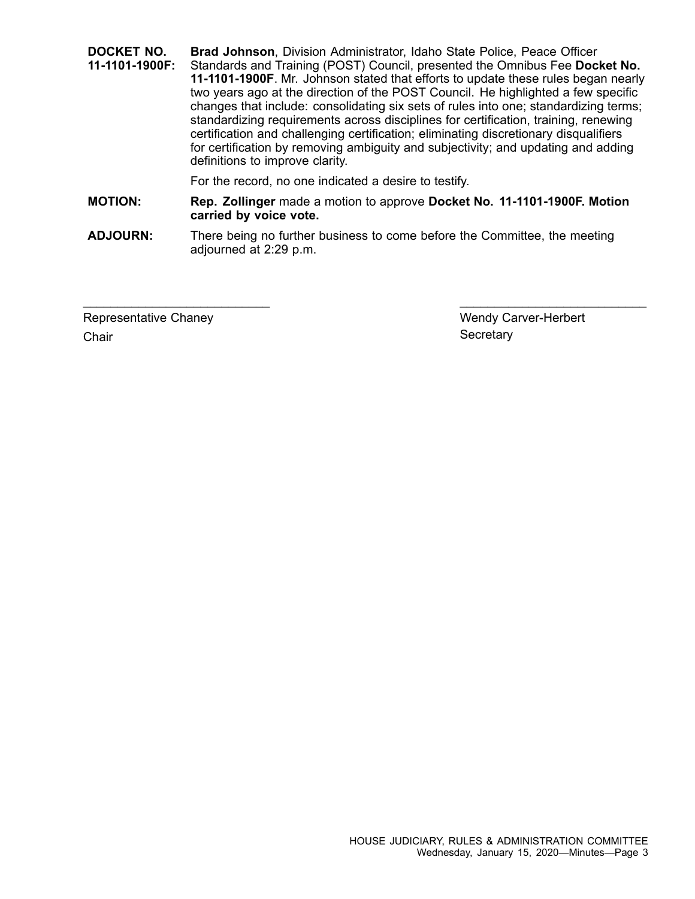**DOCKET NO. 11-1101-1900F:** **Brad Johnson**, Division Administrator, Idaho State Police, Peace Officer Standards and Training (POST) Council, presented the Omnibus Fee **Docket No. 11-1101-1900F**. Mr. Johnson stated that efforts to update these rules began nearly two years ago at the direction of the POST Council. He highlighted a few specific changes that include: consolidating six sets of rules into one; standardizing terms; standardizing requirements across disciplines for certification, training, renewing certification and challenging certification; eliminating discretionary disqualifiers for certification by removing ambiguity and subjectivity; and updating and adding definitions to improve clarity.

For the record, no one indicated a desire to testify.

**MOTION:** **Rep. Zollinger** made a motion to approve **Docket No. 11-1101-1900F. Motion carried by voice vote.**

**ADJOURN:** There being no further business to come before the Committee, the meeting adjourned at 2:29 p.m.

___________________________ ___________________________

Representative Chaney
Chair

Wendy Carver-Herbert
Secretary